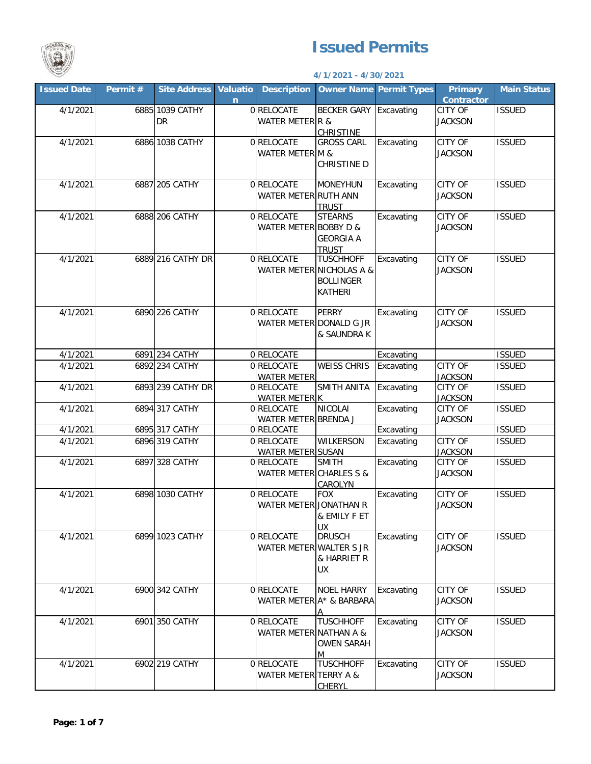# Issued Permits

**4/1/2021 - 4/30/2021**

| Issued Date | Permit # | Site Address | Valuation | Description | Owner Name | Permit Types | Primary Contractor | Main Status |
|---|---|---|---|---|---|---|---|---|
| 4/1/2021 | 6885 | 1039 CATHY DR | 0 | RELOCATE WATER METER | BECKER GARY R & CHRISTINE | Excavating | CITY OF JACKSON | ISSUED |
| 4/1/2021 | 6886 | 1038 CATHY | 0 | RELOCATE WATER METER | GROSS CARL M & CHRISTINE D | Excavating | CITY OF JACKSON | ISSUED |
| 4/1/2021 | 6887 | 205 CATHY | 0 | RELOCATE WATER METER | MONEYHUN RUTH ANN TRUST | Excavating | CITY OF JACKSON | ISSUED |
| 4/1/2021 | 6888 | 206 CATHY | 0 | RELOCATE WATER METER | STEARNS BOBBY D & GEORGIA A TRUST | Excavating | CITY OF JACKSON | ISSUED |
| 4/1/2021 | 6889 | 216 CATHY DR | 0 | RELOCATE WATER METER | TUSCHHOFF NICHOLAS A & BOLLINGER KATHERI | Excavating | CITY OF JACKSON | ISSUED |
| 4/1/2021 | 6890 | 226 CATHY | 0 | RELOCATE WATER METER | PERRY DONALD G JR & SAUNDRA K | Excavating | CITY OF JACKSON | ISSUED |
| 4/1/2021 | 6891 | 234 CATHY | 0 | RELOCATE | | Excavating | | ISSUED |
| 4/1/2021 | 6892 | 234 CATHY | 0 | RELOCATE WATER METER | WEISS CHRIS | Excavating | CITY OF JACKSON | ISSUED |
| 4/1/2021 | 6893 | 239 CATHY DR | 0 | RELOCATE WATER METER | SMITH ANITA K | Excavating | CITY OF JACKSON | ISSUED |
| 4/1/2021 | 6894 | 317 CATHY | 0 | RELOCATE WATER METER | NICOLAI BRENDA J | Excavating | CITY OF JACKSON | ISSUED |
| 4/1/2021 | 6895 | 317 CATHY | 0 | RELOCATE | | Excavating | | ISSUED |
| 4/1/2021 | 6896 | 319 CATHY | 0 | RELOCATE WATER METER | WILKERSON SUSAN | Excavating | CITY OF JACKSON | ISSUED |
| 4/1/2021 | 6897 | 328 CATHY | 0 | RELOCATE WATER METER | SMITH CHARLES S & CAROLYN | Excavating | CITY OF JACKSON | ISSUED |
| 4/1/2021 | 6898 | 1030 CATHY | 0 | RELOCATE WATER METER | FOX JONATHAN R & EMILY F ET UX | Excavating | CITY OF JACKSON | ISSUED |
| 4/1/2021 | 6899 | 1023 CATHY | 0 | RELOCATE WATER METER | DRUSCH WALTER S JR & HARRIET R UX | Excavating | CITY OF JACKSON | ISSUED |
| 4/1/2021 | 6900 | 342 CATHY | 0 | RELOCATE WATER METER | NOEL HARRY A* & BARBARA A | Excavating | CITY OF JACKSON | ISSUED |
| 4/1/2021 | 6901 | 350 CATHY | 0 | RELOCATE WATER METER | TUSCHHOFF NATHAN A & OWEN SARAH M | Excavating | CITY OF JACKSON | ISSUED |
| 4/1/2021 | 6902 | 219 CATHY | 0 | RELOCATE WATER METER | TUSCHHOFF TERRY A & CHERYL | Excavating | CITY OF JACKSON | ISSUED |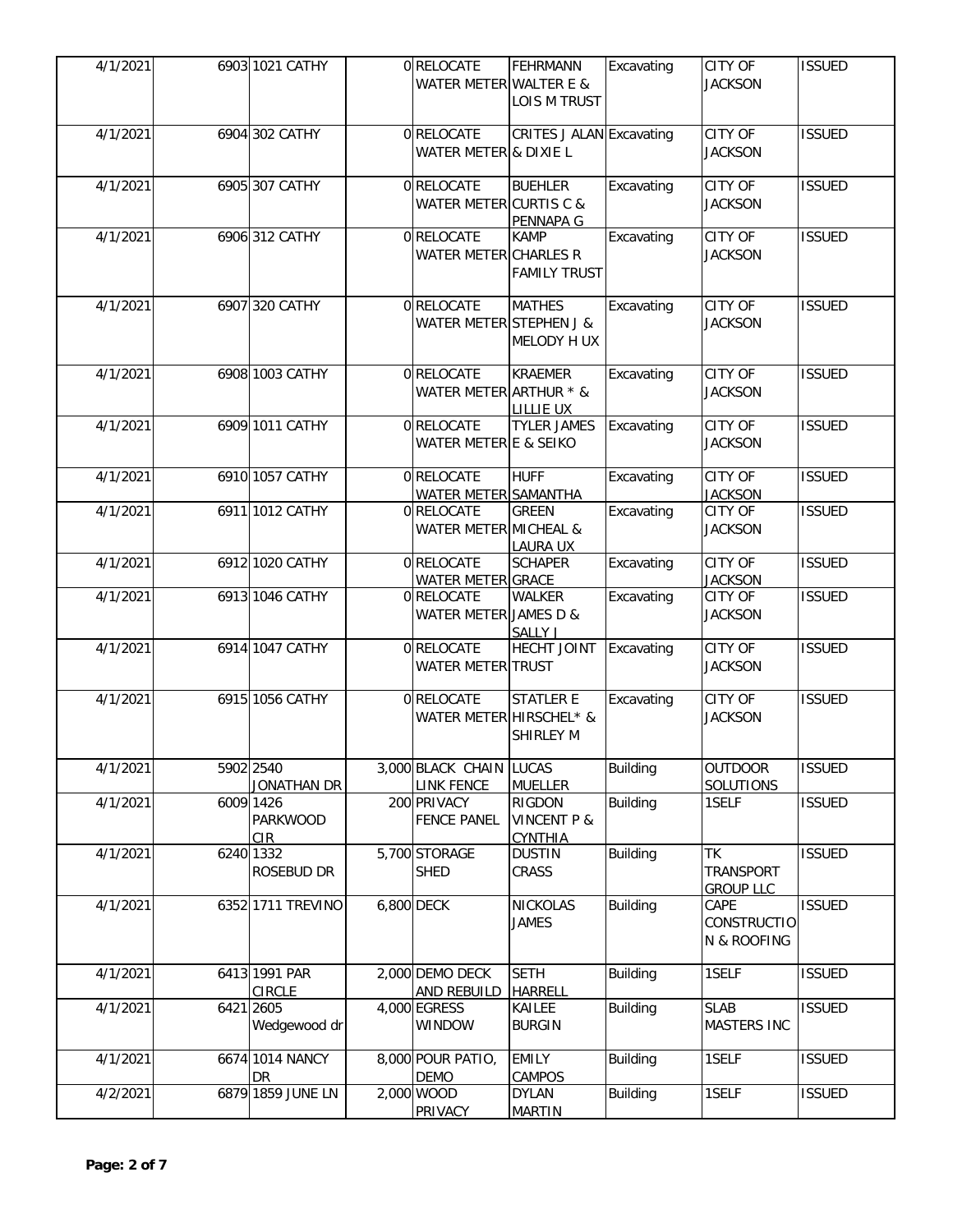| | | | | | | | | |
|---|---|---|---|---|---|---|---|---|
| 4/1/2021 | 6903 | 1021 CATHY | 0 | RELOCATE WATER METER | FEHRMANN WALTER E & LOIS M TRUST | Excavating | CITY OF JACKSON | ISSUED |
| 4/1/2021 | 6904 | 302 CATHY | 0 | RELOCATE WATER METER | CRITES J ALAN & DIXIE L | Excavating | CITY OF JACKSON | ISSUED |
| 4/1/2021 | 6905 | 307 CATHY | 0 | RELOCATE WATER METER | BUEHLER CURTIS C & PENNAPA G | Excavating | CITY OF JACKSON | ISSUED |
| 4/1/2021 | 6906 | 312 CATHY | 0 | RELOCATE WATER METER | KAMP CHARLES R FAMILY TRUST | Excavating | CITY OF JACKSON | ISSUED |
| 4/1/2021 | 6907 | 320 CATHY | 0 | RELOCATE WATER METER | MATHES STEPHEN J & MELODY H UX | Excavating | CITY OF JACKSON | ISSUED |
| 4/1/2021 | 6908 | 1003 CATHY | 0 | RELOCATE WATER METER | KRAEMER ARTHUR * & LILLIE UX | Excavating | CITY OF JACKSON | ISSUED |
| 4/1/2021 | 6909 | 1011 CATHY | 0 | RELOCATE WATER METER | TYLER JAMES E & SEIKO | Excavating | CITY OF JACKSON | ISSUED |
| 4/1/2021 | 6910 | 1057 CATHY | 0 | RELOCATE WATER METER | HUFF SAMANTHA | Excavating | CITY OF JACKSON | ISSUED |
| 4/1/2021 | 6911 | 1012 CATHY | 0 | RELOCATE WATER METER | GREEN MICHEAL & LAURA UX | Excavating | CITY OF JACKSON | ISSUED |
| 4/1/2021 | 6912 | 1020 CATHY | 0 | RELOCATE WATER METER | SCHAPER GRACE | Excavating | CITY OF JACKSON | ISSUED |
| 4/1/2021 | 6913 | 1046 CATHY | 0 | RELOCATE WATER METER | WALKER JAMES D & SALLY J | Excavating | CITY OF JACKSON | ISSUED |
| 4/1/2021 | 6914 | 1047 CATHY | 0 | RELOCATE WATER METER | HECHT JOINT TRUST | Excavating | CITY OF JACKSON | ISSUED |
| 4/1/2021 | 6915 | 1056 CATHY | 0 | RELOCATE WATER METER | STATLER E HIRSCHEL* & SHIRLEY M | Excavating | CITY OF JACKSON | ISSUED |
| 4/1/2021 | 5902 | 2540 JONATHAN DR | 3,000 | BLACK CHAIN LINK FENCE | LUCAS MUELLER | Building | OUTDOOR SOLUTIONS | ISSUED |
| 4/1/2021 | 6009 | 1426 PARKWOOD CIR | 200 | PRIVACY FENCE PANEL | RIGDON VINCENT P & CYNTHIA | Building | 1SELF | ISSUED |
| 4/1/2021 | 6240 | 1332 ROSEBUD DR | 5,700 | STORAGE SHED | DUSTIN CRASS | Building | TK TRANSPORT GROUP LLC | ISSUED |
| 4/1/2021 | 6352 | 1711 TREVINO | 6,800 | DECK | NICKOLAS JAMES | Building | CAPE CONSTRUCTION & ROOFING | ISSUED |
| 4/1/2021 | 6413 | 1991 PAR CIRCLE | 2,000 | DEMO DECK AND REBUILD | SETH HARRELL | Building | 1SELF | ISSUED |
| 4/1/2021 | 6421 | 2605 Wedgewood dr | 4,000 | EGRESS WINDOW | KAILEE BURGIN | Building | SLAB MASTERS INC | ISSUED |
| 4/1/2021 | 6674 | 1014 NANCY DR | 8,000 | POUR PATIO, DEMO | EMILY CAMPOS | Building | 1SELF | ISSUED |
| 4/2/2021 | 6879 | 1859 JUNE LN | 2,000 | WOOD PRIVACY | DYLAN MARTIN | Building | 1SELF | ISSUED |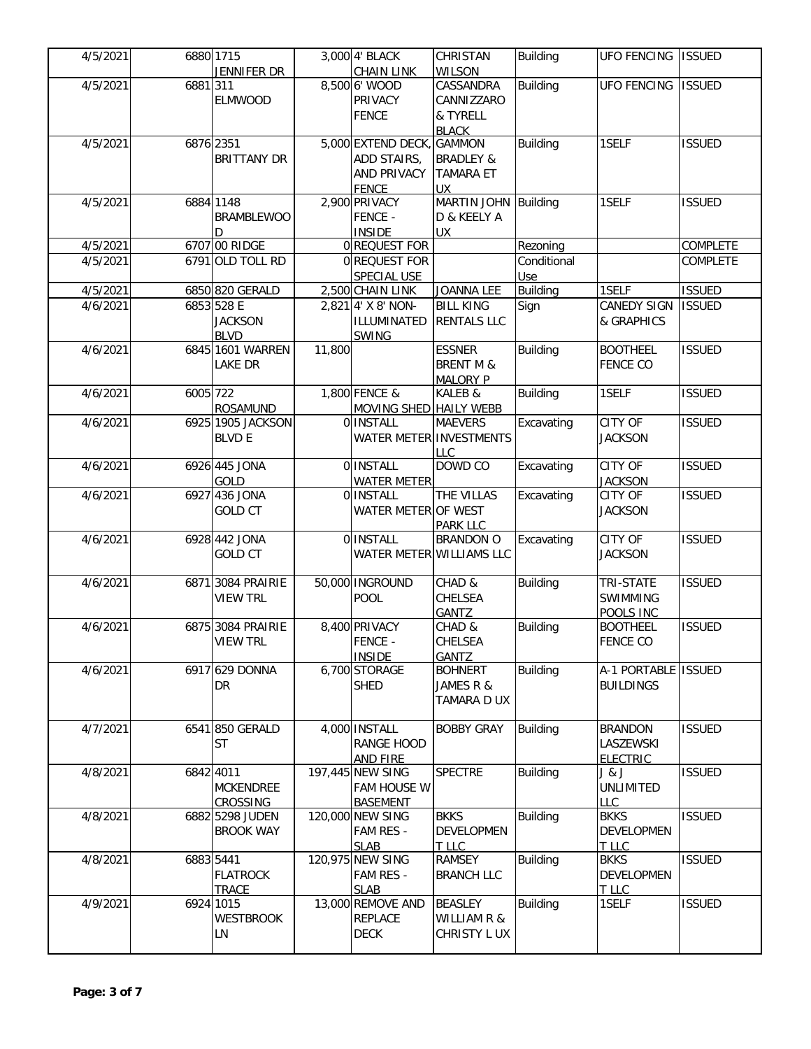| | | | | | | | | |
|---|---|---|---|---|---|---|---|---|
| 4/5/2021 | 6880 | 1715 JENNIFER DR | 3,000 | 4' BLACK CHAIN LINK | CHRISTAN WILSON | Building | UFO FENCING | ISSUED |
| 4/5/2021 | 6881 | 311 ELMWOOD | 8,500 | 6' WOOD PRIVACY FENCE | CASSANDRA CANNIZZARO & TYRELL BLACK | Building | UFO FENCING | ISSUED |
| 4/5/2021 | 6876 | 2351 BRITTANY DR | 5,000 | EXTEND DECK, ADD STAIRS, AND PRIVACY FENCE | GAMMON BRADLEY & TAMARA ET UX | Building | 1SELF | ISSUED |
| 4/5/2021 | 6884 | 1148 BRAMBLEWOOD | 2,900 | PRIVACY FENCE - INSIDE | MARTIN JOHN D & KEELY A UX | Building | 1SELF | ISSUED |
| 4/5/2021 | 6707 | 00 RIDGE | 0 | REQUEST FOR | | Rezoning | | COMPLETE |
| 4/5/2021 | 6791 | OLD TOLL RD | 0 | REQUEST FOR SPECIAL USE | | Conditional Use | | COMPLETE |
| 4/5/2021 | 6850 | 820 GERALD | 2,500 | CHAIN LINK | JOANNA LEE | Building | 1SELF | ISSUED |
| 4/6/2021 | 6853 | 528 E JACKSON BLVD | 2,821 | 4' X 8' NON-ILLUMINATED SWING | BILL KING RENTALS LLC | Sign | CANEDY SIGN & GRAPHICS | ISSUED |
| 4/6/2021 | 6845 | 1601 WARREN LAKE DR | 11,800 | | ESSNER BRENT M & MALORY P | Building | BOOTHEEL FENCE CO | ISSUED |
| 4/6/2021 | 6005 | 722 ROSAMUND | 1,800 | FENCE & MOVING SHED | KALEB & HAILY WEBB | Building | 1SELF | ISSUED |
| 4/6/2021 | 6925 | 1905 JACKSON BLVD E | 0 | INSTALL WATER METER | MAEVERS INVESTMENTS LLC | Excavating | CITY OF JACKSON | ISSUED |
| 4/6/2021 | 6926 | 445 JONA GOLD | 0 | INSTALL WATER METER | DOWD CO | Excavating | CITY OF JACKSON | ISSUED |
| 4/6/2021 | 6927 | 436 JONA GOLD CT | 0 | INSTALL WATER METER | THE VILLAS OF WEST PARK LLC | Excavating | CITY OF JACKSON | ISSUED |
| 4/6/2021 | 6928 | 442 JONA GOLD CT | 0 | INSTALL WATER METER | BRANDON O WILLIAMS LLC | Excavating | CITY OF JACKSON | ISSUED |
| 4/6/2021 | 6871 | 3084 PRAIRIE VIEW TRL | 50,000 | INGROUND POOL | CHAD & CHELSEA GANTZ | Building | TRI-STATE SWIMMING POOLS INC | ISSUED |
| 4/6/2021 | 6875 | 3084 PRAIRIE VIEW TRL | 8,400 | PRIVACY FENCE - INSIDE | CHAD & CHELSEA GANTZ | Building | BOOTHEEL FENCE CO | ISSUED |
| 4/6/2021 | 6917 | 629 DONNA DR | 6,700 | STORAGE SHED | BOHNERT JAMES R & TAMARA D UX | Building | A-1 PORTABLE BUILDINGS | ISSUED |
| 4/7/2021 | 6541 | 850 GERALD ST | 4,000 | INSTALL RANGE HOOD AND FIRE | BOBBY GRAY | Building | BRANDON LASZEWSKI ELECTRIC | ISSUED |
| 4/8/2021 | 6842 | 4011 MCKENDREE CROSSING | 197,445 | NEW SING FAM HOUSE W BASEMENT | SPECTRE | Building | J & J UNLIMITED LLC | ISSUED |
| 4/8/2021 | 6882 | 5298 JUDEN BROOK WAY | 120,000 | NEW SING FAM RES - SLAB | BKKS DEVELOPMENT LLC | Building | BKKS DEVELOPMENT LLC | ISSUED |
| 4/8/2021 | 6883 | 5441 FLATROCK TRACE | 120,975 | NEW SING FAM RES - SLAB | RAMSEY BRANCH LLC | Building | BKKS DEVELOPMENT LLC | ISSUED |
| 4/9/2021 | 6924 | 1015 WESTBROOK LN | 13,000 | REMOVE AND REPLACE DECK | BEASLEY WILLIAM R & CHRISTY L UX | Building | 1SELF | ISSUED |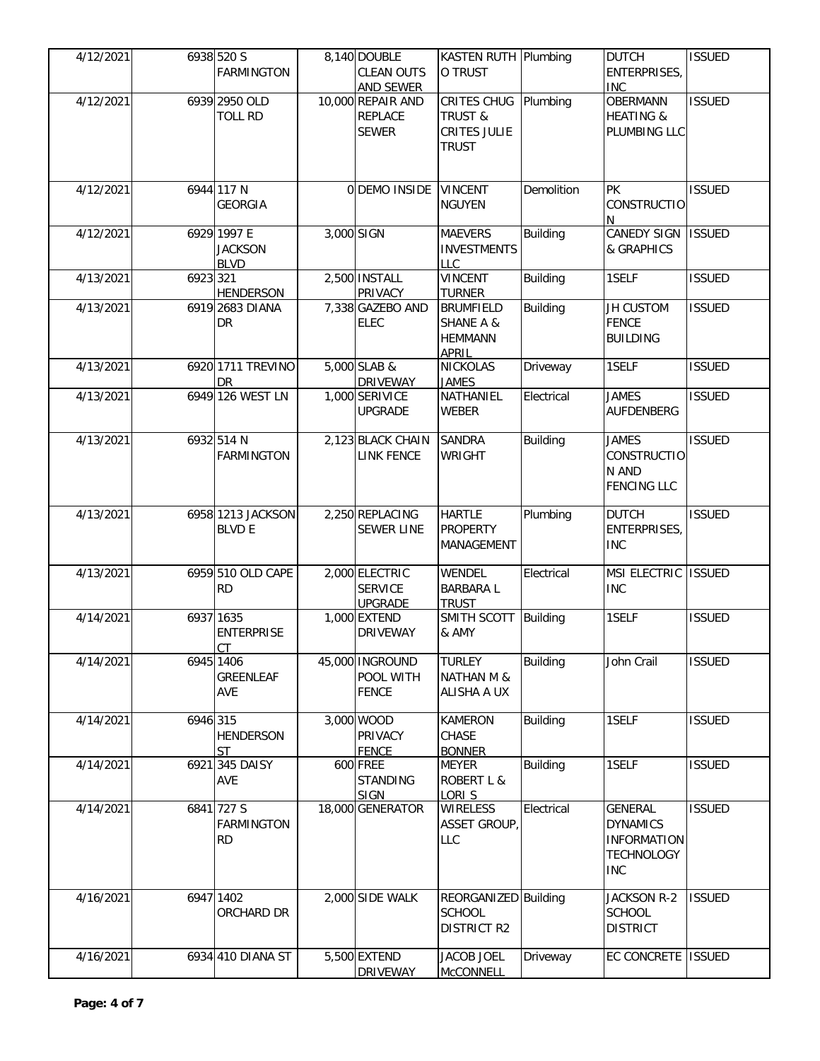| | | | | | | | | |
|---|---|---|---|---|---|---|---|---|
| 4/12/2021 | 6938 | 520 S FARMINGTON | 8,140 | DOUBLE CLEAN OUTS AND SEWER | KASTEN RUTH O TRUST | Plumbing | DUTCH ENTERPRISES, INC | ISSUED |
| 4/12/2021 | 6939 | 2950 OLD TOLL RD | 10,000 | REPAIR AND REPLACE SEWER | CRITES CHUG TRUST & CRITES JULIE TRUST | Plumbing | OBERMANN HEATING & PLUMBING LLC | ISSUED |
| 4/12/2021 | 6944 | 117 N GEORGIA | 0 | DEMO INSIDE | VINCENT NGUYEN | Demolition | PK CONSTRUCTION | ISSUED |
| 4/12/2021 | 6929 | 1997 E JACKSON BLVD | 3,000 | SIGN | MAEVERS INVESTMENTS LLC | Building | CANEDY SIGN & GRAPHICS | ISSUED |
| 4/13/2021 | 6923 | 321 HENDERSON | 2,500 | INSTALL PRIVACY | VINCENT TURNER | Building | 1SELF | ISSUED |
| 4/13/2021 | 6919 | 2683 DIANA DR | 7,338 | GAZEBO AND ELEC | BRUMFIELD SHANE A & HEMMANN APRIL | Building | JH CUSTOM FENCE BUILDING | ISSUED |
| 4/13/2021 | 6920 | 1711 TREVINO DR | 5,000 | SLAB & DRIVEWAY | NICKOLAS JAMES | Driveway | 1SELF | ISSUED |
| 4/13/2021 | 6949 | 126 WEST LN | 1,000 | SERIVICE UPGRADE | NATHANIEL WEBER | Electrical | JAMES AUFDENBERG | ISSUED |
| 4/13/2021 | 6932 | 514 N FARMINGTON | 2,123 | BLACK CHAIN LINK FENCE | SANDRA WRIGHT | Building | JAMES CONSTRUCTION AND FENCING LLC | ISSUED |
| 4/13/2021 | 6958 | 1213 JACKSON BLVD E | 2,250 | REPLACING SEWER LINE | HARTLE PROPERTY MANAGEMENT | Plumbing | DUTCH ENTERPRISES, INC | ISSUED |
| 4/13/2021 | 6959 | 510 OLD CAPE RD | 2,000 | ELECTRIC SERVICE UPGRADE | WENDEL BARBARA L TRUST | Electrical | MSI ELECTRIC INC | ISSUED |
| 4/14/2021 | 6937 | 1635 ENTERPRISE CT | 1,000 | EXTEND DRIVEWAY | SMITH SCOTT & AMY | Building | 1SELF | ISSUED |
| 4/14/2021 | 6945 | 1406 GREENLEAF AVE | 45,000 | INGROUND POOL WITH FENCE | TURLEY NATHAN M & ALISHA A UX | Building | John Crail | ISSUED |
| 4/14/2021 | 6946 | 315 HENDERSON ST | 3,000 | WOOD PRIVACY FENCE | KAMERON CHASE BONNER | Building | 1SELF | ISSUED |
| 4/14/2021 | 6921 | 345 DAISY AVE | 600 | FREE STANDING SIGN | MEYER ROBERT L & LORI S | Building | 1SELF | ISSUED |
| 4/14/2021 | 6841 | 727 S FARMINGTON RD | 18,000 | GENERATOR | WIRELESS ASSET GROUP, LLC | Electrical | GENERAL DYNAMICS INFORMATION TECHNOLOGY INC | ISSUED |
| 4/16/2021 | 6947 | 1402 ORCHARD DR | 2,000 | SIDE WALK | REORGANIZED SCHOOL DISTRICT R2 | Building | JACKSON R-2 SCHOOL DISTRICT | ISSUED |
| 4/16/2021 | 6934 | 410 DIANA ST | 5,500 | EXTEND DRIVEWAY | JACOB JOEL McCONNELL | Driveway | EC CONCRETE | ISSUED |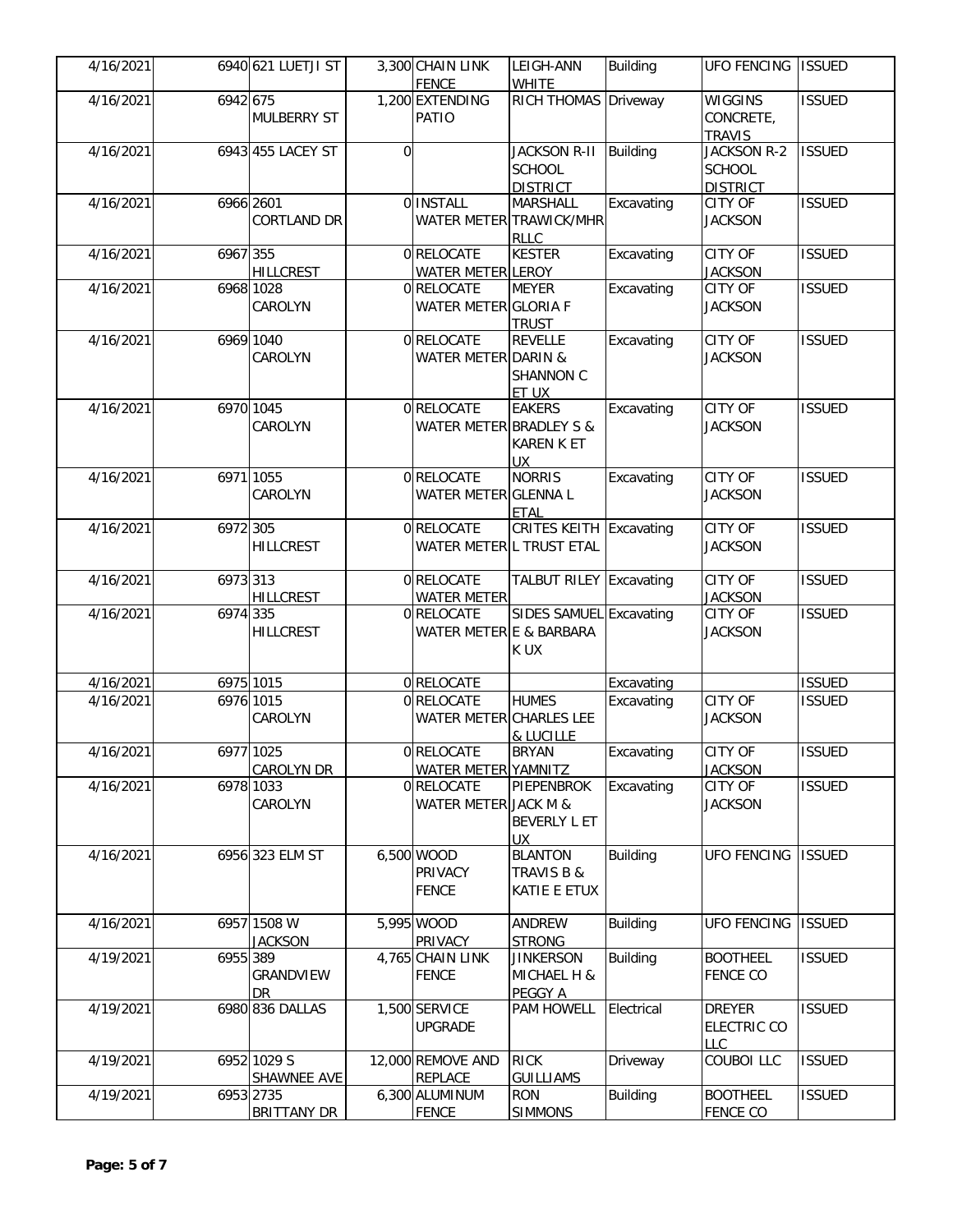| 4/16/2021 | 6940 | 621 LUETJI ST | 3,300 | CHAIN LINK FENCE | LEIGH-ANN WHITE | Building | UFO FENCING | ISSUED |
|---|---|---|---|---|---|---|---|---|
| 4/16/2021 | 6942 | 675 MULBERRY ST | 1,200 | EXTENDING PATIO | RICH THOMAS | Driveway | WIGGINS CONCRETE, TRAVIS | ISSUED |
| 4/16/2021 | 6943 | 455 LACEY ST | 0 | | JACKSON R-II SCHOOL DISTRICT | Building | JACKSON R-2 SCHOOL DISTRICT | ISSUED |
| 4/16/2021 | 6966 | 2601 CORTLAND DR | 0 | INSTALL WATER METER | MARSHALL TRAWICK/MHR RLLC | Excavating | CITY OF JACKSON | ISSUED |
| 4/16/2021 | 6967 | 355 HILLCREST | 0 | RELOCATE WATER METER | KESTER LEROY | Excavating | CITY OF JACKSON | ISSUED |
| 4/16/2021 | 6968 | 1028 CAROLYN | 0 | RELOCATE WATER METER | MEYER GLORIA F TRUST | Excavating | CITY OF JACKSON | ISSUED |
| 4/16/2021 | 6969 | 1040 CAROLYN | 0 | RELOCATE WATER METER | REVELLE DARIN & SHANNON C ET UX | Excavating | CITY OF JACKSON | ISSUED |
| 4/16/2021 | 6970 | 1045 CAROLYN | 0 | RELOCATE WATER METER | EAKERS BRADLEY S & KAREN K ET UX | Excavating | CITY OF JACKSON | ISSUED |
| 4/16/2021 | 6971 | 1055 CAROLYN | 0 | RELOCATE WATER METER | NORRIS GLENNA L ETAL | Excavating | CITY OF JACKSON | ISSUED |
| 4/16/2021 | 6972 | 305 HILLCREST | 0 | RELOCATE WATER METER | CRITES KEITH L TRUST ETAL | Excavating | CITY OF JACKSON | ISSUED |
| 4/16/2021 | 6973 | 313 HILLCREST | 0 | RELOCATE WATER METER | TALBUT RILEY | Excavating | CITY OF JACKSON | ISSUED |
| 4/16/2021 | 6974 | 335 HILLCREST | 0 | RELOCATE WATER METER | SIDES SAMUEL E & BARBARA K UX | Excavating | CITY OF JACKSON | ISSUED |
| 4/16/2021 | 6975 | 1015 | 0 | RELOCATE | | Excavating | | ISSUED |
| 4/16/2021 | 6976 | 1015 CAROLYN | 0 | RELOCATE WATER METER | HUMES CHARLES LEE & LUCILLE | Excavating | CITY OF JACKSON | ISSUED |
| 4/16/2021 | 6977 | 1025 CAROLYN DR | 0 | RELOCATE WATER METER | BRYAN YAMNITZ | Excavating | CITY OF JACKSON | ISSUED |
| 4/16/2021 | 6978 | 1033 CAROLYN | 0 | RELOCATE WATER METER | PIEPENBROK JACK M & BEVERLY L ET UX | Excavating | CITY OF JACKSON | ISSUED |
| 4/16/2021 | 6956 | 323 ELM ST | 6,500 | WOOD PRIVACY FENCE | BLANTON TRAVIS B & KATIE E ETUX | Building | UFO FENCING | ISSUED |
| 4/16/2021 | 6957 | 1508 W JACKSON | 5,995 | WOOD PRIVACY | ANDREW STRONG | Building | UFO FENCING | ISSUED |
| 4/19/2021 | 6955 | 389 GRANDVIEW DR | 4,765 | CHAIN LINK FENCE | JINKERSON MICHAEL H & PEGGY A | Building | BOOTHEEL FENCE CO | ISSUED |
| 4/19/2021 | 6980 | 836 DALLAS | 1,500 | SERVICE UPGRADE | PAM HOWELL | Electrical | DREYER ELECTRIC CO LLC | ISSUED |
| 4/19/2021 | 6952 | 1029 S SHAWNEE AVE | 12,000 | REMOVE AND REPLACE | RICK GUILLIAMS | Driveway | COUBOI LLC | ISSUED |
| 4/19/2021 | 6953 | 2735 BRITTANY DR | 6,300 | ALUMINUM FENCE | RON SIMMONS | Building | BOOTHEEL FENCE CO | ISSUED |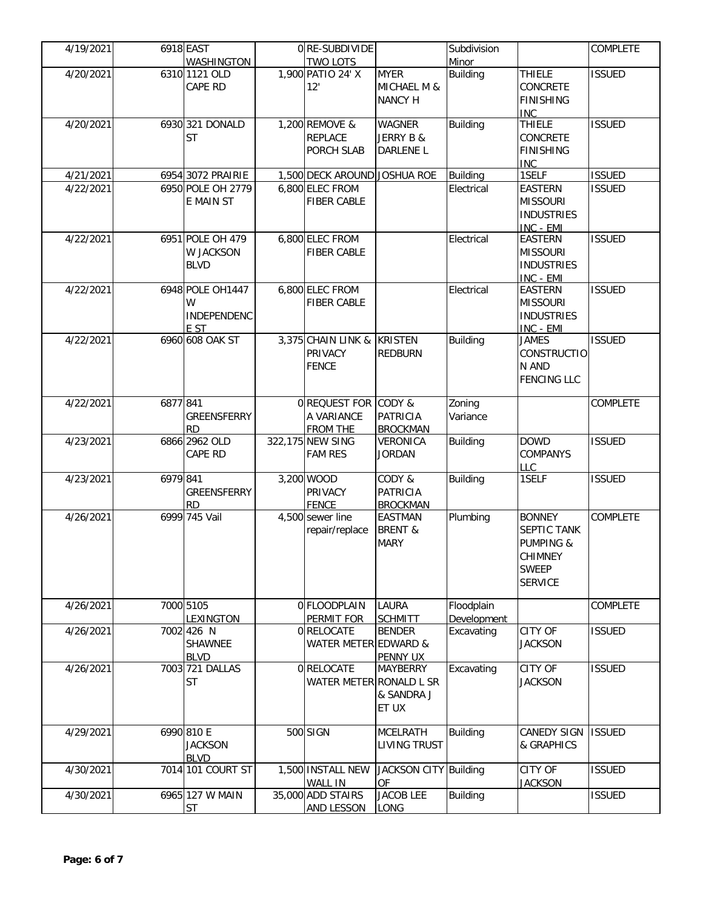| | | | | | | | | |
|---|---|---|---|---|---|---|---|---|
| 4/19/2021 | 6918 | EAST WASHINGTON | 0 | RE-SUBDIVIDE TWO LOTS | | Subdivision Minor | | COMPLETE |
| 4/20/2021 | 6310 | 1121 OLD CAPE RD | 1,900 | PATIO 24' X 12' | MYER MICHAEL M & NANCY H | Building | THIELE CONCRETE FINISHING INC | ISSUED |
| 4/20/2021 | 6930 | 321 DONALD ST | 1,200 | REMOVE & REPLACE PORCH SLAB | WAGNER JERRY B & DARLENE L | Building | THIELE CONCRETE FINISHING INC | ISSUED |
| 4/21/2021 | 6954 | 3072 PRAIRIE | 1,500 | DECK AROUND | JOSHUA ROE | Building | 1SELF | ISSUED |
| 4/22/2021 | 6950 | POLE OH 2779 E MAIN ST | 6,800 | ELEC FROM FIBER CABLE | | Electrical | EASTERN MISSOURI INDUSTRIES INC - EMI | ISSUED |
| 4/22/2021 | 6951 | POLE OH 479 W JACKSON BLVD | 6,800 | ELEC FROM FIBER CABLE | | Electrical | EASTERN MISSOURI INDUSTRIES INC - EMI | ISSUED |
| 4/22/2021 | 6948 | POLE OH1447 W INDEPENDENCE ST | 6,800 | ELEC FROM FIBER CABLE | | Electrical | EASTERN MISSOURI INDUSTRIES INC - EMI | ISSUED |
| 4/22/2021 | 6960 | 608 OAK ST | 3,375 | CHAIN LINK & PRIVACY FENCE | KRISTEN REDBURN | Building | JAMES CONSTRUCTION AND FENCING LLC | ISSUED |
| 4/22/2021 | 6877 | 841 GREENSFERRY RD | 0 | REQUEST FOR A VARIANCE FROM THE | CODY & PATRICIA BROCKMAN | Zoning Variance | | COMPLETE |
| 4/23/2021 | 6866 | 2962 OLD CAPE RD | 322,175 | NEW SING FAM RES | VERONICA JORDAN | Building | DOWD COMPANYS LLC | ISSUED |
| 4/23/2021 | 6979 | 841 GREENSFERRY RD | 3,200 | WOOD PRIVACY FENCE | CODY & PATRICIA BROCKMAN | Building | 1SELF | ISSUED |
| 4/26/2021 | 6999 | 745 Vail | 4,500 | sewer line repair/replace | EASTMAN BRENT & MARY | Plumbing | BONNEY SEPTIC TANK PUMPING & CHIMNEY SWEEP SERVICE | COMPLETE |
| 4/26/2021 | 7000 | 5105 LEXINGTON | 0 | FLOODPLAIN PERMIT FOR | LAURA SCHMITT | Floodplain Development | | COMPLETE |
| 4/26/2021 | 7002 | 426 N SHAWNEE BLVD | 0 | RELOCATE WATER METER | BENDER EDWARD & PENNY UX | Excavating | CITY OF JACKSON | ISSUED |
| 4/26/2021 | 7003 | 721 DALLAS ST | 0 | RELOCATE WATER METER | MAYBERRY RONALD L SR & SANDRA J ET UX | Excavating | CITY OF JACKSON | ISSUED |
| 4/29/2021 | 6990 | 810 E JACKSON BLVD | 500 | SIGN | MCELRATH LIVING TRUST | Building | CANEDY SIGN & GRAPHICS | ISSUED |
| 4/30/2021 | 7014 | 101 COURT ST | 1,500 | INSTALL NEW WALL IN | JACKSON CITY OF | Building | CITY OF JACKSON | ISSUED |
| 4/30/2021 | 6965 | 127 W MAIN ST | 35,000 | ADD STAIRS AND LESSON | JACOB LEE LONG | Building | | ISSUED |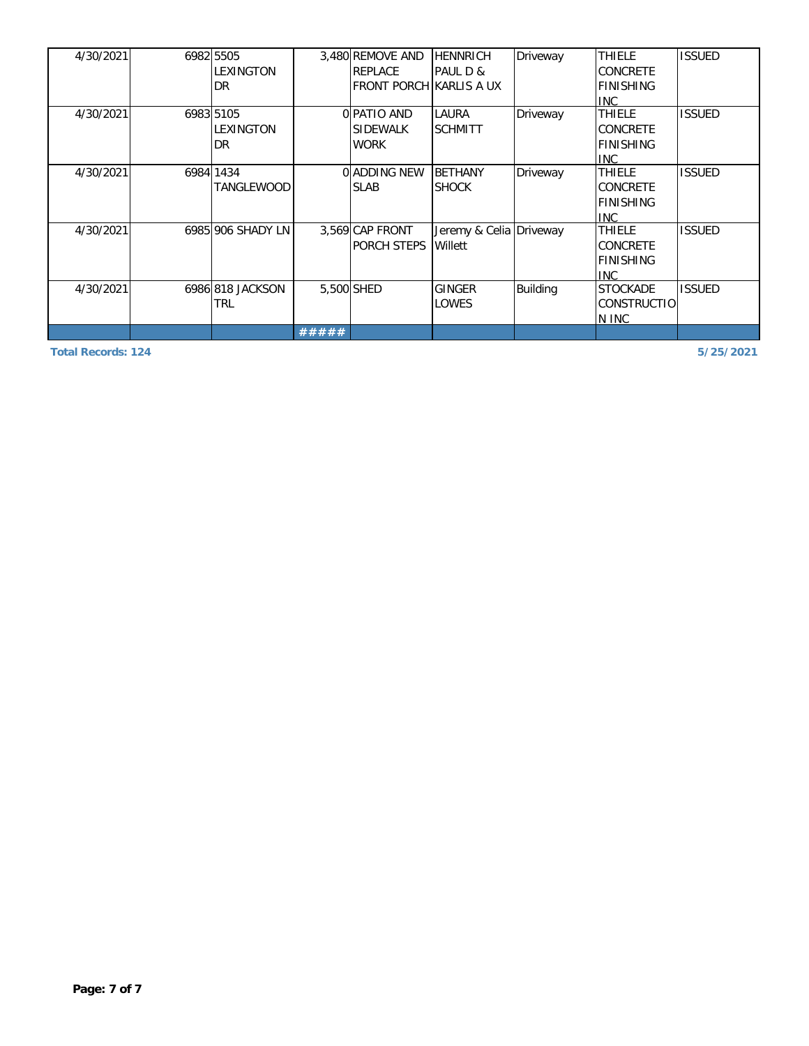| | | | | | | | | |
|---|---|---|---|---|---|---|---|---|
| 4/30/2021 | 6982 | 5505 LEXINGTON DR | 3,480 | REMOVE AND REPLACE FRONT PORCH | HENNRICH PAUL D & KARLIS A UX | Driveway | THIELE CONCRETE FINISHING INC | ISSUED |
| 4/30/2021 | 6983 | 5105 LEXINGTON DR | 0 | PATIO AND SIDEWALK WORK | LAURA SCHMITT | Driveway | THIELE CONCRETE FINISHING INC | ISSUED |
| 4/30/2021 | 6984 | 1434 TANGLEWOOD | 0 | ADDING NEW SLAB | BETHANY SHOCK | Driveway | THIELE CONCRETE FINISHING INC | ISSUED |
| 4/30/2021 | 6985 | 906 SHADY LN | 3,569 | CAP FRONT PORCH STEPS | Jeremy & Celia Willett | Driveway | THIELE CONCRETE FINISHING INC | ISSUED |
| 4/30/2021 | 6986 | 818 JACKSON TRL | 5,500 | SHED | GINGER LOWES | Building | STOCKADE CONSTRUCTION INC | ISSUED |
| | | | ##### | | | | | |

**Total Records: 124**

**5/25/2021**